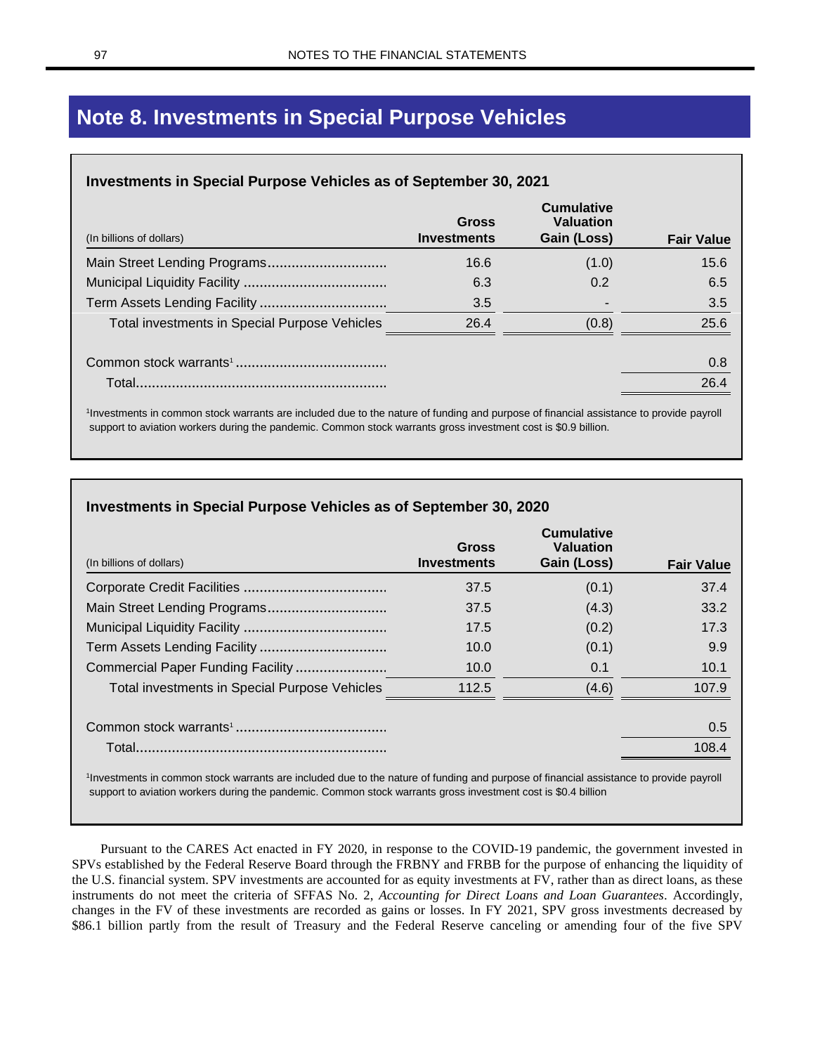# Note 8. Investments in Special Purpose Vehicles

**Investments in Special Purpose Vehicles as of September 30, 2021**

| (In billions of dollars) | Gross Investments | Cumulative Valuation Gain (Loss) | Fair Value |
|---|---|---|---|
| Main Street Lending Programs | 16.6 | (1.0) | 15.6 |
| Municipal Liquidity Facility | 6.3 | 0.2 | 6.5 |
| Term Assets Lending Facility | 3.5 | - | 3.5 |
| Total investments in Special Purpose Vehicles | 26.4 | (0.8) | 25.6 |
| Common stock warrants[1] | | | 0.8 |
| Total | | | 26.4 |

[1]Investments in common stock warrants are included due to the nature of funding and purpose of financial assistance to provide payroll support to aviation workers during the pandemic. Common stock warrants gross investment cost is $0.9 billion.

**Investments in Special Purpose Vehicles as of September 30, 2020**

| (In billions of dollars) | Gross Investments | Cumulative Valuation Gain (Loss) | Fair Value |
|---|---|---|---|
| Corporate Credit Facilities | 37.5 | (0.1) | 37.4 |
| Main Street Lending Programs | 37.5 | (4.3) | 33.2 |
| Municipal Liquidity Facility | 17.5 | (0.2) | 17.3 |
| Term Assets Lending Facility | 10.0 | (0.1) | 9.9 |
| Commercial Paper Funding Facility | 10.0 | 0.1 | 10.1 |
| Total investments in Special Purpose Vehicles | 112.5 | (4.6) | 107.9 |
| Common stock warrants[1] | | | 0.5 |
| Total | | | 108.4 |

[1]Investments in common stock warrants are included due to the nature of funding and purpose of financial assistance to provide payroll support to aviation workers during the pandemic. Common stock warrants gross investment cost is $0.4 billion

Pursuant to the CARES Act enacted in FY 2020, in response to the COVID-19 pandemic, the government invested in SPVs established by the Federal Reserve Board through the FRBNY and FRBB for the purpose of enhancing the liquidity of the U.S. financial system. SPV investments are accounted for as equity investments at FV, rather than as direct loans, as these instruments do not meet the criteria of SFFAS No. 2, *Accounting for Direct Loans and Loan Guarantees*. Accordingly, changes in the FV of these investments are recorded as gains or losses. In FY 2021, SPV gross investments decreased by $86.1 billion partly from the result of Treasury and the Federal Reserve canceling or amending four of the five SPV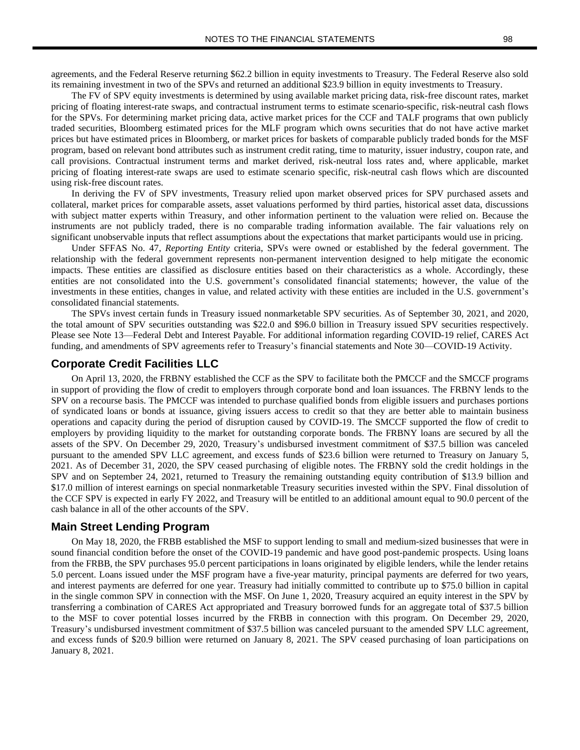agreements, and the Federal Reserve returning $62.2 billion in equity investments to Treasury. The Federal Reserve also sold its remaining investment in two of the SPVs and returned an additional $23.9 billion in equity investments to Treasury.

The FV of SPV equity investments is determined by using available market pricing data, risk-free discount rates, market pricing of floating interest-rate swaps, and contractual instrument terms to estimate scenario-specific, risk-neutral cash flows for the SPVs. For determining market pricing data, active market prices for the CCF and TALF programs that own publicly traded securities, Bloomberg estimated prices for the MLF program which owns securities that do not have active market prices but have estimated prices in Bloomberg, or market prices for baskets of comparable publicly traded bonds for the MSF program, based on relevant bond attributes such as instrument credit rating, time to maturity, issuer industry, coupon rate, and call provisions. Contractual instrument terms and market derived, risk-neutral loss rates and, where applicable, market pricing of floating interest-rate swaps are used to estimate scenario specific, risk-neutral cash flows which are discounted using risk-free discount rates.

In deriving the FV of SPV investments, Treasury relied upon market observed prices for SPV purchased assets and collateral, market prices for comparable assets, asset valuations performed by third parties, historical asset data, discussions with subject matter experts within Treasury, and other information pertinent to the valuation were relied on. Because the instruments are not publicly traded, there is no comparable trading information available. The fair valuations rely on significant unobservable inputs that reflect assumptions about the expectations that market participants would use in pricing.

Under SFFAS No. 47, *Reporting Entity* criteria, SPVs were owned or established by the federal government. The relationship with the federal government represents non-permanent intervention designed to help mitigate the economic impacts. These entities are classified as disclosure entities based on their characteristics as a whole. Accordingly, these entities are not consolidated into the U.S. government's consolidated financial statements; however, the value of the investments in these entities, changes in value, and related activity with these entities are included in the U.S. government's consolidated financial statements.

The SPVs invest certain funds in Treasury issued nonmarketable SPV securities. As of September 30, 2021, and 2020, the total amount of SPV securities outstanding was $22.0 and $96.0 billion in Treasury issued SPV securities respectively. Please see Note 13—Federal Debt and Interest Payable. For additional information regarding COVID-19 relief, CARES Act funding, and amendments of SPV agreements refer to Treasury's financial statements and Note 30—COVID-19 Activity.

## Corporate Credit Facilities LLC

On April 13, 2020, the FRBNY established the CCF as the SPV to facilitate both the PMCCF and the SMCCF programs in support of providing the flow of credit to employers through corporate bond and loan issuances. The FRBNY lends to the SPV on a recourse basis. The PMCCF was intended to purchase qualified bonds from eligible issuers and purchases portions of syndicated loans or bonds at issuance, giving issuers access to credit so that they are better able to maintain business operations and capacity during the period of disruption caused by COVID-19. The SMCCF supported the flow of credit to employers by providing liquidity to the market for outstanding corporate bonds. The FRBNY loans are secured by all the assets of the SPV. On December 29, 2020, Treasury's undisbursed investment commitment of $37.5 billion was canceled pursuant to the amended SPV LLC agreement, and excess funds of $23.6 billion were returned to Treasury on January 5, 2021. As of December 31, 2020, the SPV ceased purchasing of eligible notes. The FRBNY sold the credit holdings in the SPV and on September 24, 2021, returned to Treasury the remaining outstanding equity contribution of $13.9 billion and $17.0 million of interest earnings on special nonmarketable Treasury securities invested within the SPV. Final dissolution of the CCF SPV is expected in early FY 2022, and Treasury will be entitled to an additional amount equal to 90.0 percent of the cash balance in all of the other accounts of the SPV.

## Main Street Lending Program

On May 18, 2020, the FRBB established the MSF to support lending to small and medium-sized businesses that were in sound financial condition before the onset of the COVID-19 pandemic and have good post-pandemic prospects. Using loans from the FRBB, the SPV purchases 95.0 percent participations in loans originated by eligible lenders, while the lender retains 5.0 percent. Loans issued under the MSF program have a five-year maturity, principal payments are deferred for two years, and interest payments are deferred for one year. Treasury had initially committed to contribute up to $75.0 billion in capital in the single common SPV in connection with the MSF. On June 1, 2020, Treasury acquired an equity interest in the SPV by transferring a combination of CARES Act appropriated and Treasury borrowed funds for an aggregate total of $37.5 billion to the MSF to cover potential losses incurred by the FRBB in connection with this program. On December 29, 2020, Treasury's undisbursed investment commitment of $37.5 billion was canceled pursuant to the amended SPV LLC agreement, and excess funds of $20.9 billion were returned on January 8, 2021. The SPV ceased purchasing of loan participations on January 8, 2021.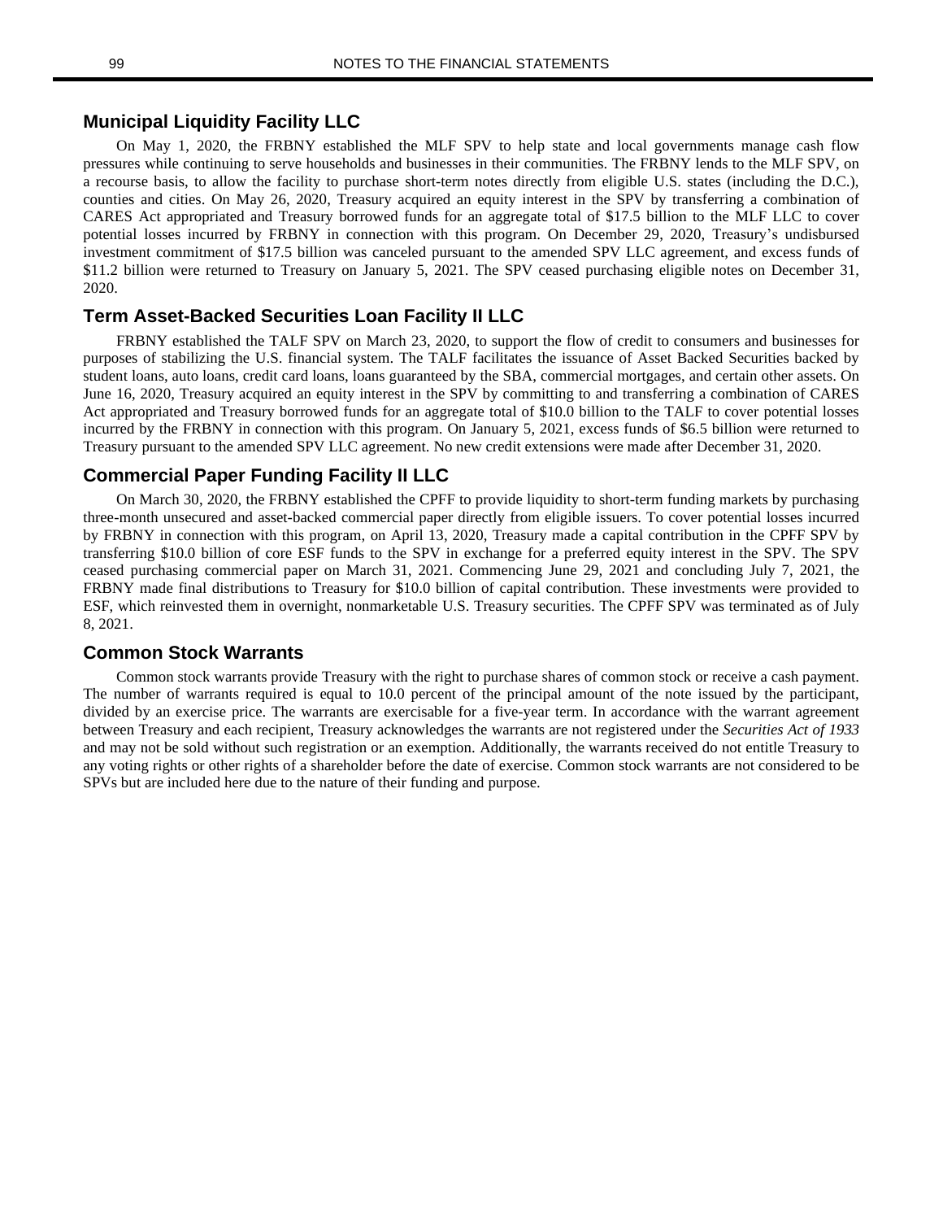## Municipal Liquidity Facility LLC

On May 1, 2020, the FRBNY established the MLF SPV to help state and local governments manage cash flow pressures while continuing to serve households and businesses in their communities. The FRBNY lends to the MLF SPV, on a recourse basis, to allow the facility to purchase short-term notes directly from eligible U.S. states (including the D.C.), counties and cities. On May 26, 2020, Treasury acquired an equity interest in the SPV by transferring a combination of CARES Act appropriated and Treasury borrowed funds for an aggregate total of $17.5 billion to the MLF LLC to cover potential losses incurred by FRBNY in connection with this program. On December 29, 2020, Treasury's undisbursed investment commitment of $17.5 billion was canceled pursuant to the amended SPV LLC agreement, and excess funds of $11.2 billion were returned to Treasury on January 5, 2021. The SPV ceased purchasing eligible notes on December 31, 2020.

## Term Asset-Backed Securities Loan Facility II LLC

FRBNY established the TALF SPV on March 23, 2020, to support the flow of credit to consumers and businesses for purposes of stabilizing the U.S. financial system. The TALF facilitates the issuance of Asset Backed Securities backed by student loans, auto loans, credit card loans, loans guaranteed by the SBA, commercial mortgages, and certain other assets. On June 16, 2020, Treasury acquired an equity interest in the SPV by committing to and transferring a combination of CARES Act appropriated and Treasury borrowed funds for an aggregate total of $10.0 billion to the TALF to cover potential losses incurred by the FRBNY in connection with this program. On January 5, 2021, excess funds of $6.5 billion were returned to Treasury pursuant to the amended SPV LLC agreement. No new credit extensions were made after December 31, 2020.

## Commercial Paper Funding Facility II LLC

On March 30, 2020, the FRBNY established the CPFF to provide liquidity to short-term funding markets by purchasing three-month unsecured and asset-backed commercial paper directly from eligible issuers. To cover potential losses incurred by FRBNY in connection with this program, on April 13, 2020, Treasury made a capital contribution in the CPFF SPV by transferring $10.0 billion of core ESF funds to the SPV in exchange for a preferred equity interest in the SPV. The SPV ceased purchasing commercial paper on March 31, 2021. Commencing June 29, 2021 and concluding July 7, 2021, the FRBNY made final distributions to Treasury for $10.0 billion of capital contribution. These investments were provided to ESF, which reinvested them in overnight, nonmarketable U.S. Treasury securities. The CPFF SPV was terminated as of July 8, 2021.

## Common Stock Warrants

Common stock warrants provide Treasury with the right to purchase shares of common stock or receive a cash payment. The number of warrants required is equal to 10.0 percent of the principal amount of the note issued by the participant, divided by an exercise price. The warrants are exercisable for a five-year term. In accordance with the warrant agreement between Treasury and each recipient, Treasury acknowledges the warrants are not registered under the *Securities Act of 1933* and may not be sold without such registration or an exemption. Additionally, the warrants received do not entitle Treasury to any voting rights or other rights of a shareholder before the date of exercise. Common stock warrants are not considered to be SPVs but are included here due to the nature of their funding and purpose.